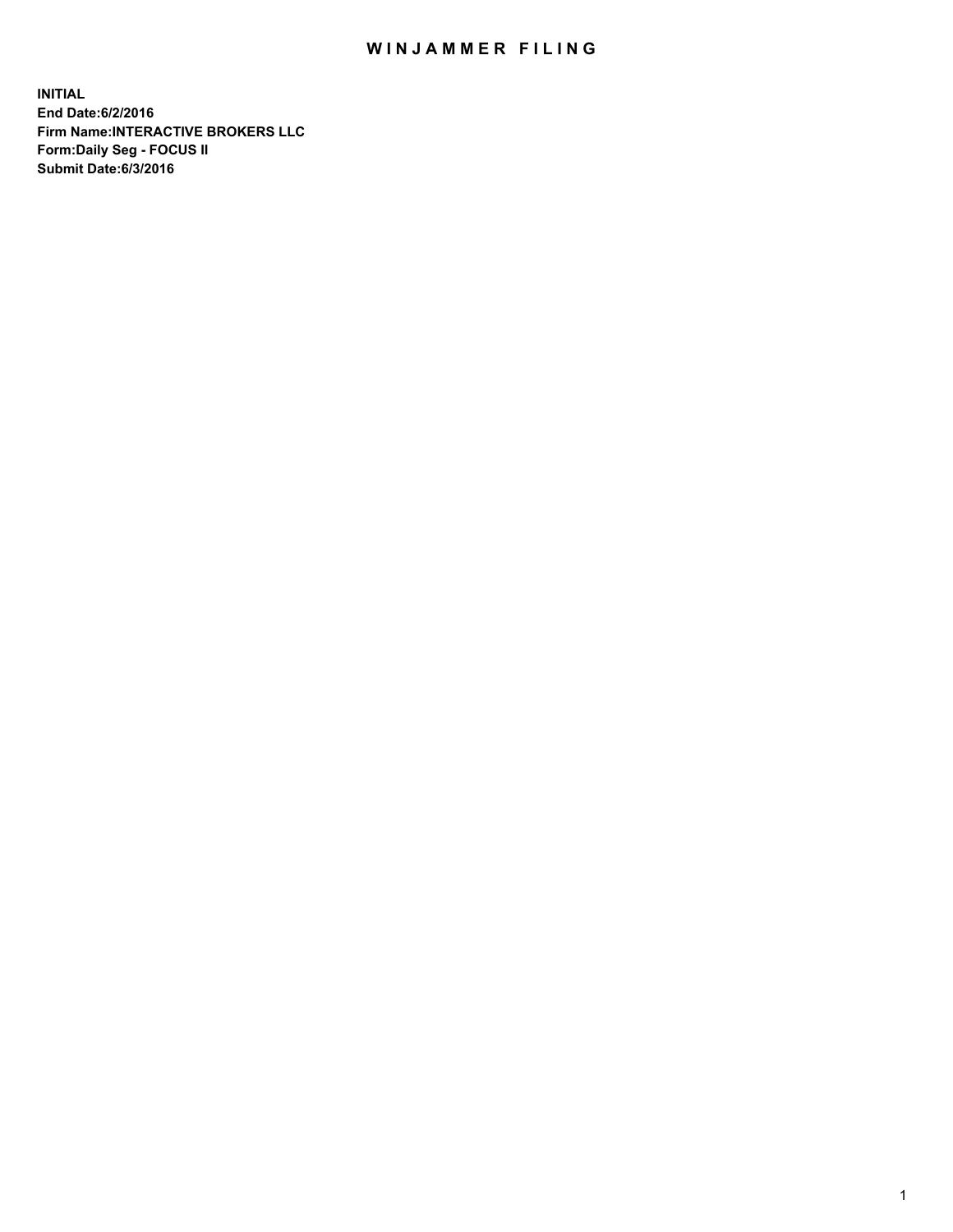# WINJAMMER FILING

**INITIAL**
**End Date:6/2/2016**
**Firm Name:INTERACTIVE BROKERS LLC**
**Form:Daily Seg - FOCUS II**
**Submit Date:6/3/2016**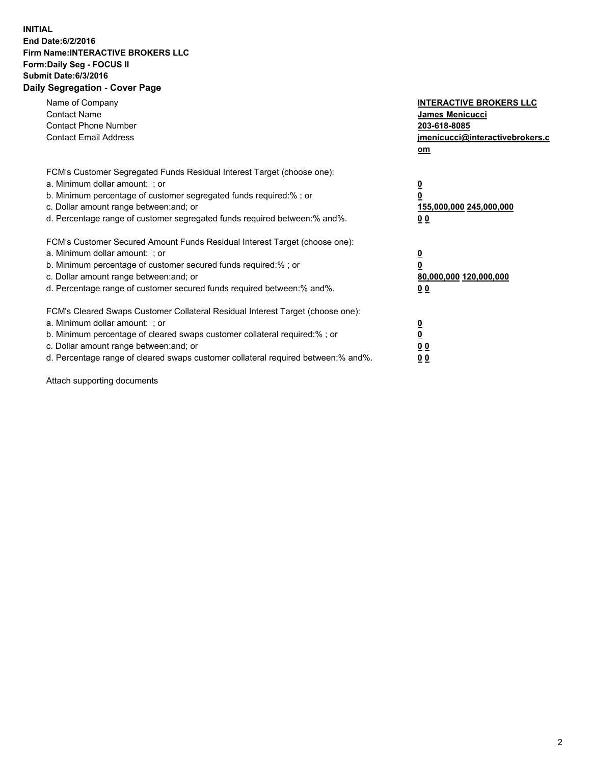**INITIAL**
**End Date:6/2/2016**
**Firm Name:INTERACTIVE BROKERS LLC**
**Form:Daily Seg - FOCUS II**
**Submit Date:6/3/2016**

## Daily Segregation - Cover Page

| | |
|---|---|
| Name of Company | **INTERACTIVE BROKERS LLC** |
| Contact Name | **James Menicucci** |
| Contact Phone Number | **203-618-8085** |
| Contact Email Address | **jmenicucci@interactivebrokers.com** |

| FCM's Customer Segregated Funds Residual Interest Target (choose one): | |
|---|---|
| a. Minimum dollar amount: ; or | **0** |
| b. Minimum percentage of customer segregated funds required:% ; or | **0** |
| c. Dollar amount range between:and; or | **155,000,000 245,000,000** |
| d. Percentage range of customer segregated funds required between:% and%. | **0 0** |

| FCM's Customer Secured Amount Funds Residual Interest Target (choose one): | |
|---|---|
| a. Minimum dollar amount: ; or | **0** |
| b. Minimum percentage of customer secured funds required:% ; or | **0** |
| c. Dollar amount range between:and; or | **80,000,000 120,000,000** |
| d. Percentage range of customer secured funds required between:% and%. | **0 0** |

| FCM's Cleared Swaps Customer Collateral Residual Interest Target (choose one): | |
|---|---|
| a. Minimum dollar amount: ; or | **0** |
| b. Minimum percentage of cleared swaps customer collateral required:% ; or | **0** |
| c. Dollar amount range between:and; or | **0 0** |
| d. Percentage range of cleared swaps customer collateral required between:% and%. | **0 0** |

Attach supporting documents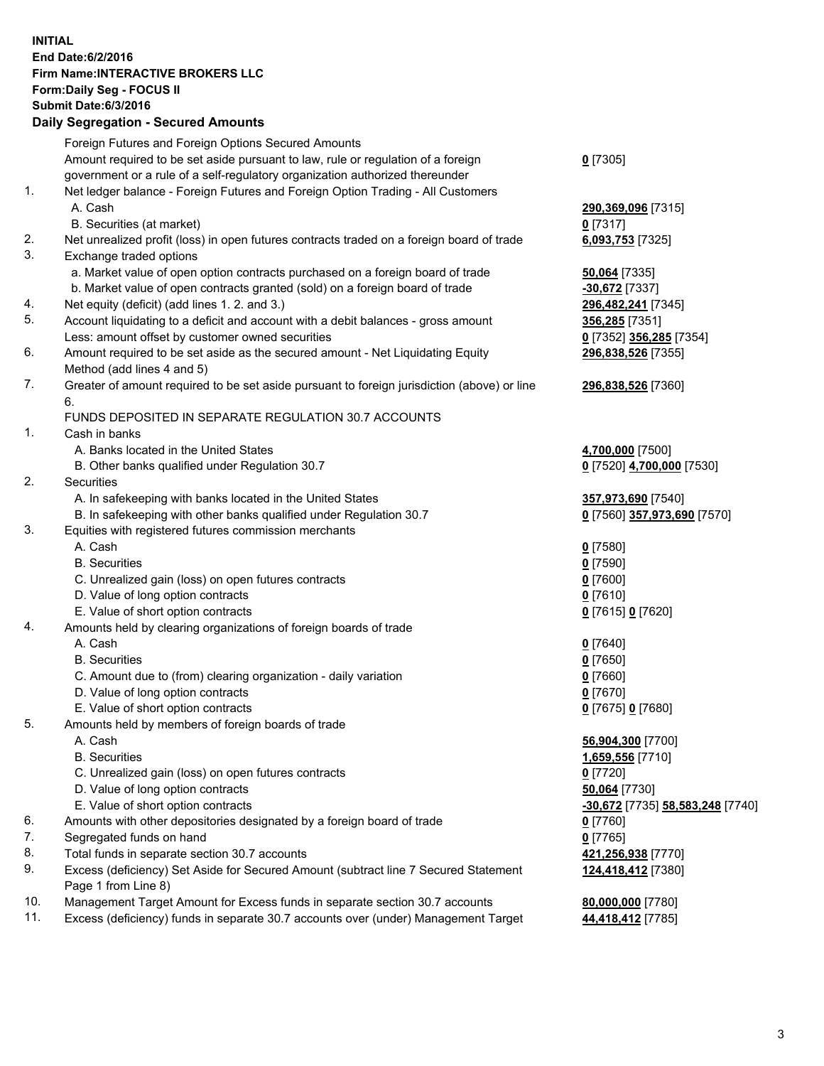**INITIAL**
**End Date:6/2/2016**
**Firm Name:INTERACTIVE BROKERS LLC**
**Form:Daily Seg - FOCUS II**
**Submit Date:6/3/2016**

## Daily Segregation - Secured Amounts

| | | |
|---|---|---|
| | Foreign Futures and Foreign Options Secured Amounts | |
| | Amount required to be set aside pursuant to law, rule or regulation of a foreign government or a rule of a self-regulatory organization authorized thereunder | **0** [7305] |
| 1. | Net ledger balance - Foreign Futures and Foreign Option Trading - All Customers | |
| | A. Cash | **290,369,096** [7315] |
| | B. Securities (at market) | **0** [7317] |
| 2. | Net unrealized profit (loss) in open futures contracts traded on a foreign board of trade | **6,093,753** [7325] |
| 3. | Exchange traded options | |
| | a. Market value of open option contracts purchased on a foreign board of trade | **50,064** [7335] |
| | b. Market value of open contracts granted (sold) on a foreign board of trade | **-30,672** [7337] |
| 4. | Net equity (deficit) (add lines 1. 2. and 3.) | **296,482,241** [7345] |
| 5. | Account liquidating to a deficit and account with a debit balances - gross amount | **356,285** [7351] |
| | Less: amount offset by customer owned securities | **0** [7352] **356,285** [7354] |
| 6. | Amount required to be set aside as the secured amount - Net Liquidating Equity Method (add lines 4 and 5) | **296,838,526** [7355] |
| 7. | Greater of amount required to be set aside pursuant to foreign jurisdiction (above) or line 6. | **296,838,526** [7360] |
| | FUNDS DEPOSITED IN SEPARATE REGULATION 30.7 ACCOUNTS | |
| 1. | Cash in banks | |
| | A. Banks located in the United States | **4,700,000** [7500] |
| | B. Other banks qualified under Regulation 30.7 | **0** [7520] **4,700,000** [7530] |
| 2. | Securities | |
| | A. In safekeeping with banks located in the United States | **357,973,690** [7540] |
| | B. In safekeeping with other banks qualified under Regulation 30.7 | **0** [7560] **357,973,690** [7570] |
| 3. | Equities with registered futures commission merchants | |
| | A. Cash | **0** [7580] |
| | B. Securities | **0** [7590] |
| | C. Unrealized gain (loss) on open futures contracts | **0** [7600] |
| | D. Value of long option contracts | **0** [7610] |
| | E. Value of short option contracts | **0** [7615] **0** [7620] |
| 4. | Amounts held by clearing organizations of foreign boards of trade | |
| | A. Cash | **0** [7640] |
| | B. Securities | **0** [7650] |
| | C. Amount due to (from) clearing organization - daily variation | **0** [7660] |
| | D. Value of long option contracts | **0** [7670] |
| | E. Value of short option contracts | **0** [7675] **0** [7680] |
| 5. | Amounts held by members of foreign boards of trade | |
| | A. Cash | **56,904,300** [7700] |
| | B. Securities | **1,659,556** [7710] |
| | C. Unrealized gain (loss) on open futures contracts | **0** [7720] |
| | D. Value of long option contracts | **50,064** [7730] |
| | E. Value of short option contracts | **-30,672** [7735] **58,583,248** [7740] |
| 6. | Amounts with other depositories designated by a foreign board of trade | **0** [7760] |
| 7. | Segregated funds on hand | **0** [7765] |
| 8. | Total funds in separate section 30.7 accounts | **421,256,938** [7770] |
| 9. | Excess (deficiency) Set Aside for Secured Amount (subtract line 7 Secured Statement Page 1 from Line 8) | **124,418,412** [7380] |
| 10. | Management Target Amount for Excess funds in separate section 30.7 accounts | **80,000,000** [7780] |
| 11. | Excess (deficiency) funds in separate 30.7 accounts over (under) Management Target | **44,418,412** [7785] |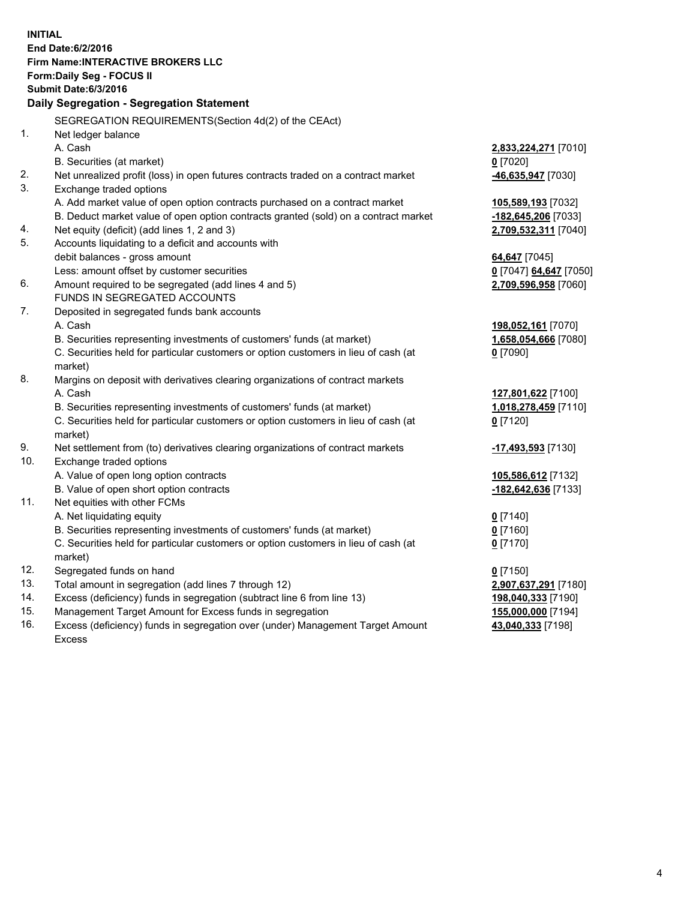**INITIAL**
**End Date:6/2/2016**
**Firm Name:INTERACTIVE BROKERS LLC**
**Form:Daily Seg - FOCUS II**
**Submit Date:6/3/2016**

## Daily Segregation - Segregation Statement

| | | |
|---|---|---|
| | SEGREGATION REQUIREMENTS(Section 4d(2) of the CEAct) | |
| 1. | Net ledger balance | |
| | A. Cash | **2,833,224,271** [7010] |
| | B. Securities (at market) | **0** [7020] |
| 2. | Net unrealized profit (loss) in open futures contracts traded on a contract market | **-46,635,947** [7030] |
| 3. | Exchange traded options | |
| | A. Add market value of open option contracts purchased on a contract market | **105,589,193** [7032] |
| | B. Deduct market value of open option contracts granted (sold) on a contract market | **-182,645,206** [7033] |
| 4. | Net equity (deficit) (add lines 1, 2 and 3) | **2,709,532,311** [7040] |
| 5. | Accounts liquidating to a deficit and accounts with | |
| | debit balances - gross amount | **64,647** [7045] |
| | Less: amount offset by customer securities | **0** [7047] **64,647** [7050] |
| 6. | Amount required to be segregated (add lines 4 and 5) | **2,709,596,958** [7060] |
| | FUNDS IN SEGREGATED ACCOUNTS | |
| 7. | Deposited in segregated funds bank accounts | |
| | A. Cash | **198,052,161** [7070] |
| | B. Securities representing investments of customers' funds (at market) | **1,658,054,666** [7080] |
| | C. Securities held for particular customers or option customers in lieu of cash (at market) | **0** [7090] |
| 8. | Margins on deposit with derivatives clearing organizations of contract markets | |
| | A. Cash | **127,801,622** [7100] |
| | B. Securities representing investments of customers' funds (at market) | **1,018,278,459** [7110] |
| | C. Securities held for particular customers or option customers in lieu of cash (at market) | **0** [7120] |
| 9. | Net settlement from (to) derivatives clearing organizations of contract markets | **-17,493,593** [7130] |
| 10. | Exchange traded options | |
| | A. Value of open long option contracts | **105,586,612** [7132] |
| | B. Value of open short option contracts | **-182,642,636** [7133] |
| 11. | Net equities with other FCMs | |
| | A. Net liquidating equity | **0** [7140] |
| | B. Securities representing investments of customers' funds (at market) | **0** [7160] |
| | C. Securities held for particular customers or option customers in lieu of cash (at market) | **0** [7170] |
| 12. | Segregated funds on hand | **0** [7150] |
| 13. | Total amount in segregation (add lines 7 through 12) | **2,907,637,291** [7180] |
| 14. | Excess (deficiency) funds in segregation (subtract line 6 from line 13) | **198,040,333** [7190] |
| 15. | Management Target Amount for Excess funds in segregation | **155,000,000** [7194] |
| 16. | Excess (deficiency) funds in segregation over (under) Management Target Amount Excess | **43,040,333** [7198] |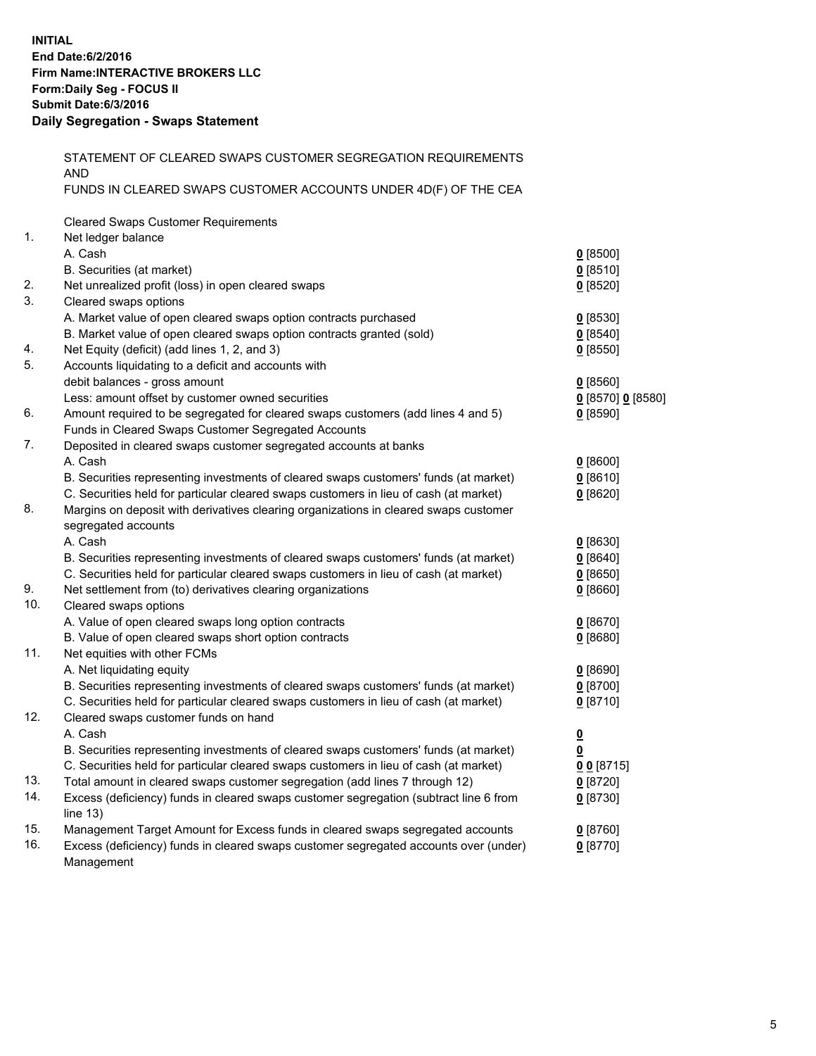**INITIAL**
**End Date:6/2/2016**
**Firm Name:INTERACTIVE BROKERS LLC**
**Form:Daily Seg - FOCUS II**
**Submit Date:6/3/2016**
**Daily Segregation - Swaps Statement**

STATEMENT OF CLEARED SWAPS CUSTOMER SEGREGATION REQUIREMENTS
AND
FUNDS IN CLEARED SWAPS CUSTOMER ACCOUNTS UNDER 4D(F) OF THE CEA

| | | |
|---|---|---|
| | Cleared Swaps Customer Requirements | |
| 1. | Net ledger balance | |
| | A. Cash | 0 [8500] |
| | B. Securities (at market) | 0 [8510] |
| 2. | Net unrealized profit (loss) in open cleared swaps | 0 [8520] |
| 3. | Cleared swaps options | |
| | A. Market value of open cleared swaps option contracts purchased | 0 [8530] |
| | B. Market value of open cleared swaps option contracts granted (sold) | 0 [8540] |
| 4. | Net Equity (deficit) (add lines 1, 2, and 3) | 0 [8550] |
| 5. | Accounts liquidating to a deficit and accounts with | |
| | debit balances - gross amount | 0 [8560] |
| | Less: amount offset by customer owned securities | 0 [8570] 0 [8580] |
| 6. | Amount required to be segregated for cleared swaps customers (add lines 4 and 5) | 0 [8590] |
| | Funds in Cleared Swaps Customer Segregated Accounts | |
| 7. | Deposited in cleared swaps customer segregated accounts at banks | |
| | A. Cash | 0 [8600] |
| | B. Securities representing investments of cleared swaps customers' funds (at market) | 0 [8610] |
| | C. Securities held for particular cleared swaps customers in lieu of cash (at market) | 0 [8620] |
| 8. | Margins on deposit with derivatives clearing organizations in cleared swaps customer segregated accounts | |
| | A. Cash | 0 [8630] |
| | B. Securities representing investments of cleared swaps customers' funds (at market) | 0 [8640] |
| | C. Securities held for particular cleared swaps customers in lieu of cash (at market) | 0 [8650] |
| 9. | Net settlement from (to) derivatives clearing organizations | 0 [8660] |
| 10. | Cleared swaps options | |
| | A. Value of open cleared swaps long option contracts | 0 [8670] |
| | B. Value of open cleared swaps short option contracts | 0 [8680] |
| 11. | Net equities with other FCMs | |
| | A. Net liquidating equity | 0 [8690] |
| | B. Securities representing investments of cleared swaps customers' funds (at market) | 0 [8700] |
| | C. Securities held for particular cleared swaps customers in lieu of cash (at market) | 0 [8710] |
| 12. | Cleared swaps customer funds on hand | |
| | A. Cash | 0 |
| | B. Securities representing investments of cleared swaps customers' funds (at market) | 0 |
| | C. Securities held for particular cleared swaps customers in lieu of cash (at market) | 0 0 [8715] |
| 13. | Total amount in cleared swaps customer segregation (add lines 7 through 12) | 0 [8720] |
| 14. | Excess (deficiency) funds in cleared swaps customer segregation (subtract line 6 from line 13) | 0 [8730] |
| 15. | Management Target Amount for Excess funds in cleared swaps segregated accounts | 0 [8760] |
| 16. | Excess (deficiency) funds in cleared swaps customer segregated accounts over (under) Management | 0 [8770] |